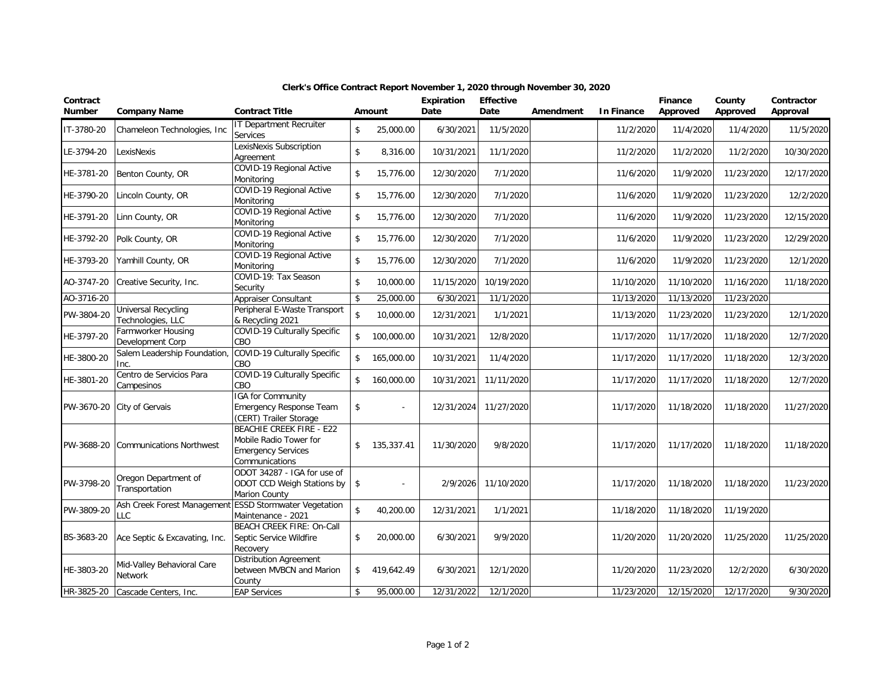# Clerk's Office Contract Report November 1, 2020 through November 30, 2020

| Contract Number | Company Name | Contract Title | Amount | Expiration Date | Effective Date | Amendment | In Finance | Finance Approved | County Approved | Contractor Approval |
|---|---|---|---|---|---|---|---|---|---|---|
| IT-3780-20 | Chameleon Technologies, Inc | IT Department Recruiter Services | $ 25,000.00 | 6/30/2021 | 11/5/2020 | | 11/2/2020 | 11/4/2020 | 11/4/2020 | 11/5/2020 |
| LE-3794-20 | LexisNexis | LexisNexis Subscription Agreement | $ 8,316.00 | 10/31/2021 | 11/1/2020 | | 11/2/2020 | 11/2/2020 | 11/2/2020 | 10/30/2020 |
| HE-3781-20 | Benton County, OR | COVID-19 Regional Active Monitoring | $ 15,776.00 | 12/30/2020 | 7/1/2020 | | 11/6/2020 | 11/9/2020 | 11/23/2020 | 12/17/2020 |
| HE-3790-20 | Lincoln County, OR | COVID-19 Regional Active Monitoring | $ 15,776.00 | 12/30/2020 | 7/1/2020 | | 11/6/2020 | 11/9/2020 | 11/23/2020 | 12/2/2020 |
| HE-3791-20 | Linn County, OR | COVID-19 Regional Active Monitoring | $ 15,776.00 | 12/30/2020 | 7/1/2020 | | 11/6/2020 | 11/9/2020 | 11/23/2020 | 12/15/2020 |
| HE-3792-20 | Polk County, OR | COVID-19 Regional Active Monitoring | $ 15,776.00 | 12/30/2020 | 7/1/2020 | | 11/6/2020 | 11/9/2020 | 11/23/2020 | 12/29/2020 |
| HE-3793-20 | Yamhill County, OR | COVID-19 Regional Active Monitoring | $ 15,776.00 | 12/30/2020 | 7/1/2020 | | 11/6/2020 | 11/9/2020 | 11/23/2020 | 12/1/2020 |
| AO-3747-20 | Creative Security, Inc. | COVID-19: Tax Season Security | $ 10,000.00 | 11/15/2020 | 10/19/2020 | | 11/10/2020 | 11/10/2020 | 11/16/2020 | 11/18/2020 |
| AO-3716-20 | | Appraiser Consultant | $ 25,000.00 | 6/30/2021 | 11/1/2020 | | 11/13/2020 | 11/13/2020 | 11/23/2020 | |
| PW-3804-20 | Universal Recycling Technologies, LLC | Peripheral E-Waste Transport & Recycling 2021 | $ 10,000.00 | 12/31/2021 | 1/1/2021 | | 11/13/2020 | 11/23/2020 | 11/23/2020 | 12/1/2020 |
| HE-3797-20 | Farmworker Housing Development Corp | COVID-19 Culturally Specific CBO | $ 100,000.00 | 10/31/2021 | 12/8/2020 | | 11/17/2020 | 11/17/2020 | 11/18/2020 | 12/7/2020 |
| HE-3800-20 | Salem Leadership Foundation, Inc. | COVID-19 Culturally Specific CBO | $ 165,000.00 | 10/31/2021 | 11/4/2020 | | 11/17/2020 | 11/17/2020 | 11/18/2020 | 12/3/2020 |
| HE-3801-20 | Centro de Servicios Para Campesinos | COVID-19 Culturally Specific CBO | $ 160,000.00 | 10/31/2021 | 11/11/2020 | | 11/17/2020 | 11/17/2020 | 11/18/2020 | 12/7/2020 |
| PW-3670-20 | City of Gervais | IGA for Community Emergency Response Team (CERT) Trailer Storage | $ - | 12/31/2024 | 11/27/2020 | | 11/17/2020 | 11/18/2020 | 11/18/2020 | 11/27/2020 |
| PW-3688-20 | Communications Northwest | BEACHIE CREEK FIRE - E22 Mobile Radio Tower for Emergency Services Communications | $ 135,337.41 | 11/30/2020 | 9/8/2020 | | 11/17/2020 | 11/17/2020 | 11/18/2020 | 11/18/2020 |
| PW-3798-20 | Oregon Department of Transportation | ODOT 34287 - IGA for use of ODOT CCD Weigh Stations by Marion County | $ - | 2/9/2026 | 11/10/2020 | | 11/17/2020 | 11/18/2020 | 11/18/2020 | 11/23/2020 |
| PW-3809-20 | Ash Creek Forest Management LLC | ESSD Stormwater Vegetation Maintenance - 2021 | $ 40,200.00 | 12/31/2021 | 1/1/2021 | | 11/18/2020 | 11/18/2020 | 11/19/2020 | |
| BS-3683-20 | Ace Septic & Excavating, Inc. | BEACH CREEK FIRE: On-Call Septic Service Wildfire Recovery | $ 20,000.00 | 6/30/2021 | 9/9/2020 | | 11/20/2020 | 11/20/2020 | 11/25/2020 | 11/25/2020 |
| HE-3803-20 | Mid-Valley Behavioral Care Network | Distribution Agreement between MVBCN and Marion County | $ 419,642.49 | 6/30/2021 | 12/1/2020 | | 11/20/2020 | 11/23/2020 | 12/2/2020 | 6/30/2020 |
| HR-3825-20 | Cascade Centers, Inc. | EAP Services | $ 95,000.00 | 12/31/2022 | 12/1/2020 | | 11/23/2020 | 12/15/2020 | 12/17/2020 | 9/30/2020 |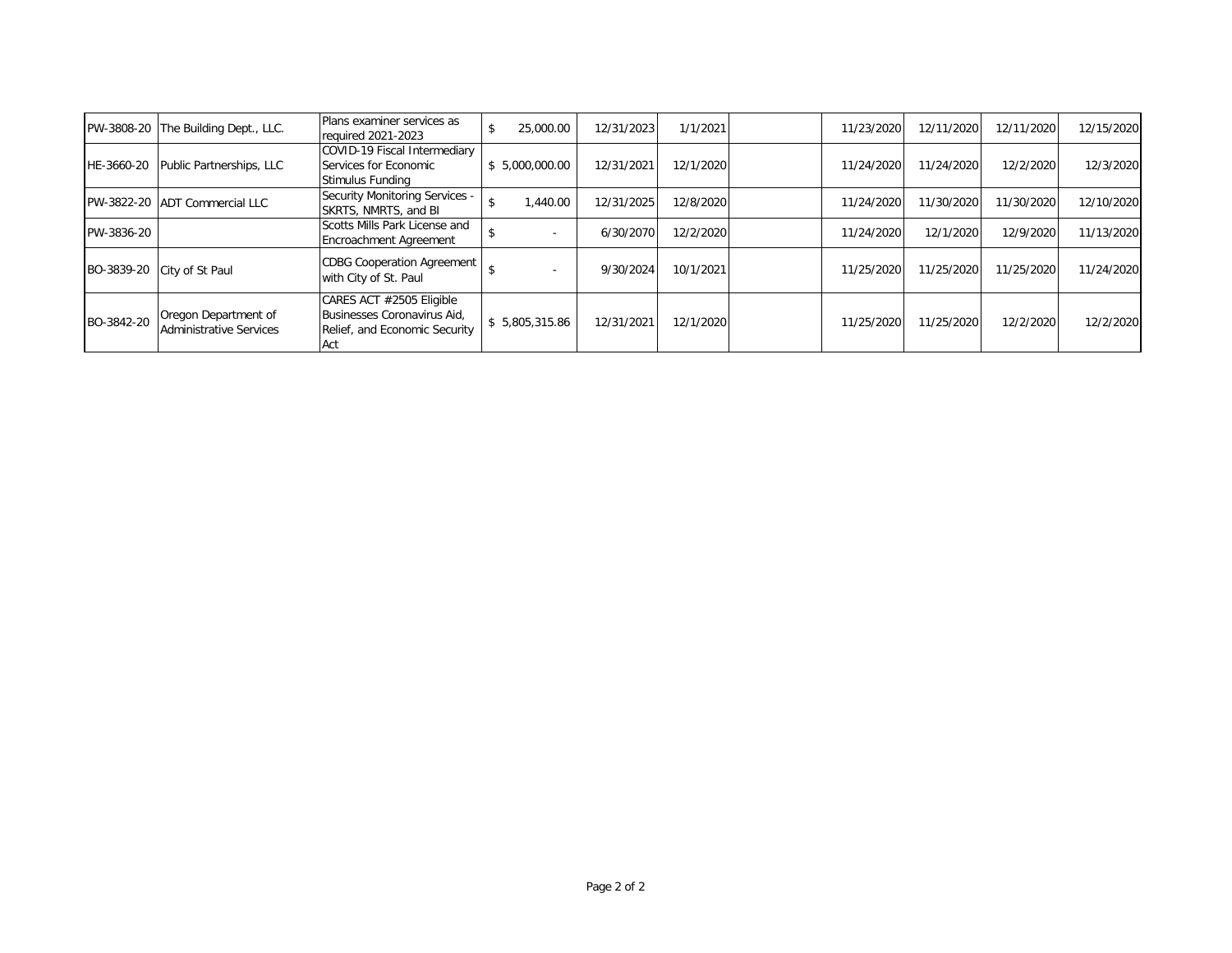| | | | | | | | | | | | |
|---|---|---|---|---|---|---|---|---|---|---|---|
| PW-3808-20 | The Building Dept., LLC. | Plans examiner services as required 2021-2023 | $ 25,000.00 | 12/31/2023 | 1/1/2021 | | 11/23/2020 | 12/11/2020 | 12/11/2020 | 12/15/2020 |
| HE-3660-20 | Public Partnerships, LLC | COVID-19 Fiscal Intermediary Services for Economic Stimulus Funding | $ 5,000,000.00 | 12/31/2021 | 12/1/2020 | | 11/24/2020 | 11/24/2020 | 12/2/2020 | 12/3/2020 |
| PW-3822-20 | ADT Commercial LLC | Security Monitoring Services - SKRTS, NMRTS, and BI | $ 1,440.00 | 12/31/2025 | 12/8/2020 | | 11/24/2020 | 11/30/2020 | 11/30/2020 | 12/10/2020 |
| PW-3836-20 | | Scotts Mills Park License and Encroachment Agreement | $ - | 6/30/2070 | 12/2/2020 | | 11/24/2020 | 12/1/2020 | 12/9/2020 | 11/13/2020 |
| BO-3839-20 | City of St Paul | CDBG Cooperation Agreement with City of St. Paul | $ - | 9/30/2024 | 10/1/2021 | | 11/25/2020 | 11/25/2020 | 11/25/2020 | 11/24/2020 |
| BO-3842-20 | Oregon Department of Administrative Services | CARES ACT #2505 Eligible Businesses Coronavirus Aid, Relief, and Economic Security Act | $ 5,805,315.86 | 12/31/2021 | 12/1/2020 | | 11/25/2020 | 11/25/2020 | 12/2/2020 | 12/2/2020 |